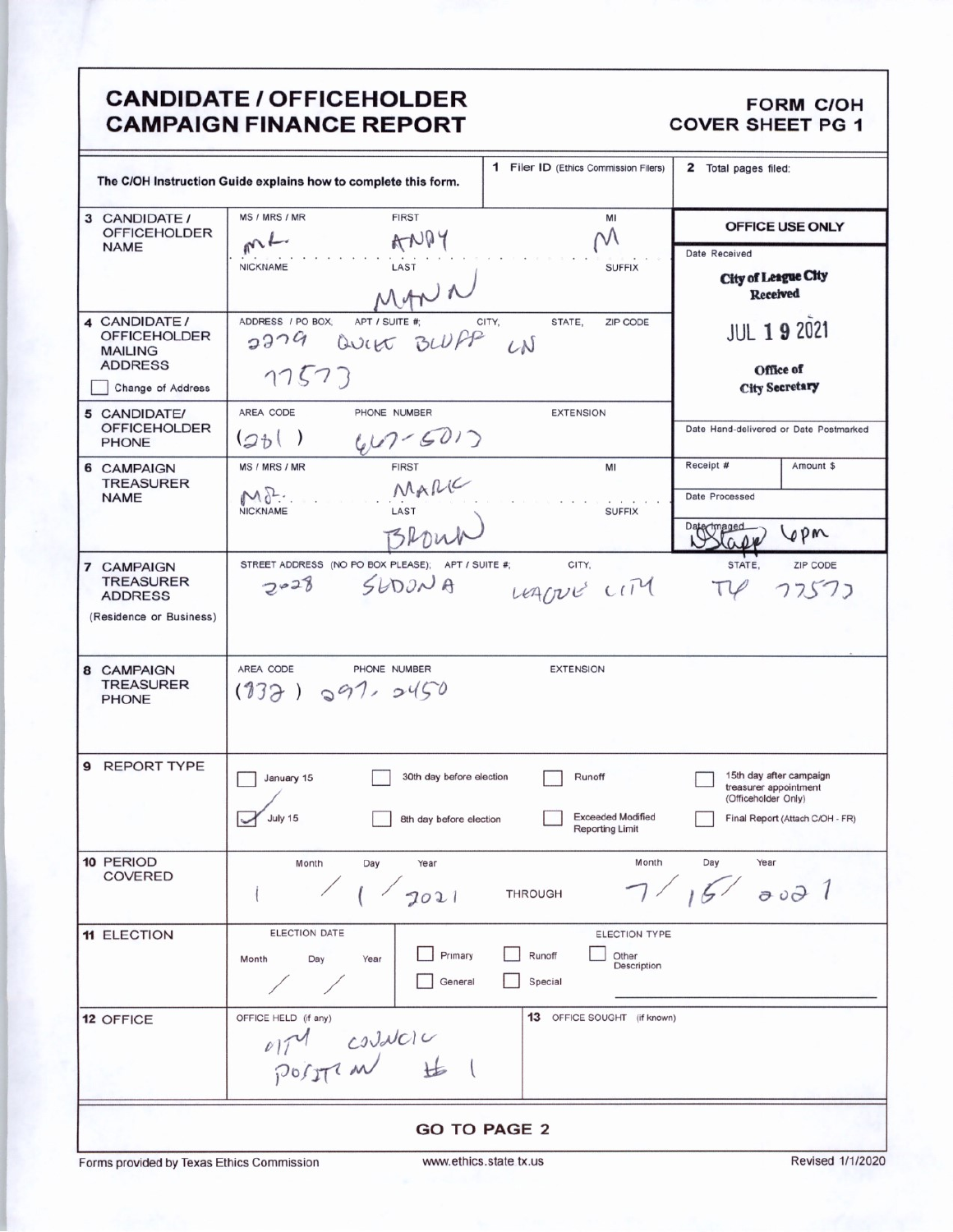# CANDIDATE / OFFICEHOLDER CAMPAIGN FINANCE REPORT

**FORM C/OH COVER SHEET PG 1**

The C/OH Instruction Guide explains how to complete this form.

| | | |
|---|---|---|
| **1** Filer ID (Ethics Commission Filers) | | **2** Total pages filed: |

| Field | Entry |
|---|---|
| **3 CANDIDATE / OFFICEHOLDER NAME** | MS / MRS / MR: MR. — FIRST: ANDY — MI: M — NICKNAME: — LAST: MANN — SUFFIX: |
| **4 CANDIDATE / OFFICEHOLDER MAILING ADDRESS** ☐ Change of Address | ADDRESS / PO BOX; APT / SUITE #; CITY; STATE; ZIP CODE: 2279 QUIET BLUFF LN 77573 |
| **5 CANDIDATE/ OFFICEHOLDER PHONE** | AREA CODE: (281) — PHONE NUMBER: 667-5013 — EXTENSION: |
| **6 CAMPAIGN TREASURER NAME** | MS / MRS / MR: MR. — FIRST: MARK — MI: — NICKNAME: — LAST: BROWN — SUFFIX: |
| **7 CAMPAIGN TREASURER ADDRESS** (Residence or Business) | STREET ADDRESS (NO PO BOX PLEASE); APT / SUITE #; CITY; STATE; ZIP CODE: 2028 SEDONA LEAGUE CITY TX 77573 |
| **8 CAMPAIGN TREASURER PHONE** | AREA CODE: (832) — PHONE NUMBER: 297-2450 — EXTENSION: |

**OFFICE USE ONLY**

Date Received: City of League City Received JUL 19 2021 Office of City Secretary

Date Hand-delivered or Date Postmarked:

Receipt #: | Amount $:

Date Processed:

Date Imaged: [initials] 6pm

**9 REPORT TYPE**

- ☐ January 15
- ☑ July 15
- ☐ 30th day before election
- ☐ 8th day before election
- ☐ Runoff
- ☐ Exceeded Modified Reporting Limit
- ☐ 15th day after campaign treasurer appointment (Officeholder Only)
- ☐ Final Report (Attach C/OH - FR)

**10 PERIOD COVERED**

Month / Day / Year: 1 / 1 / 2021 THROUGH Month / Day / Year: 7 / 15 / 2021

**11 ELECTION**

ELECTION DATE: Month / Day / Year: / /

ELECTION TYPE: ☐ Primary ☐ Runoff ☐ Other Description ☐ General ☐ Special

**12 OFFICE**

OFFICE HELD (if any): CITY COUNCIL POSITION # 1

**13** OFFICE SOUGHT (if known):

**GO TO PAGE 2**

Forms provided by Texas Ethics Commission — www.ethics.state.tx.us — Revised 1/1/2020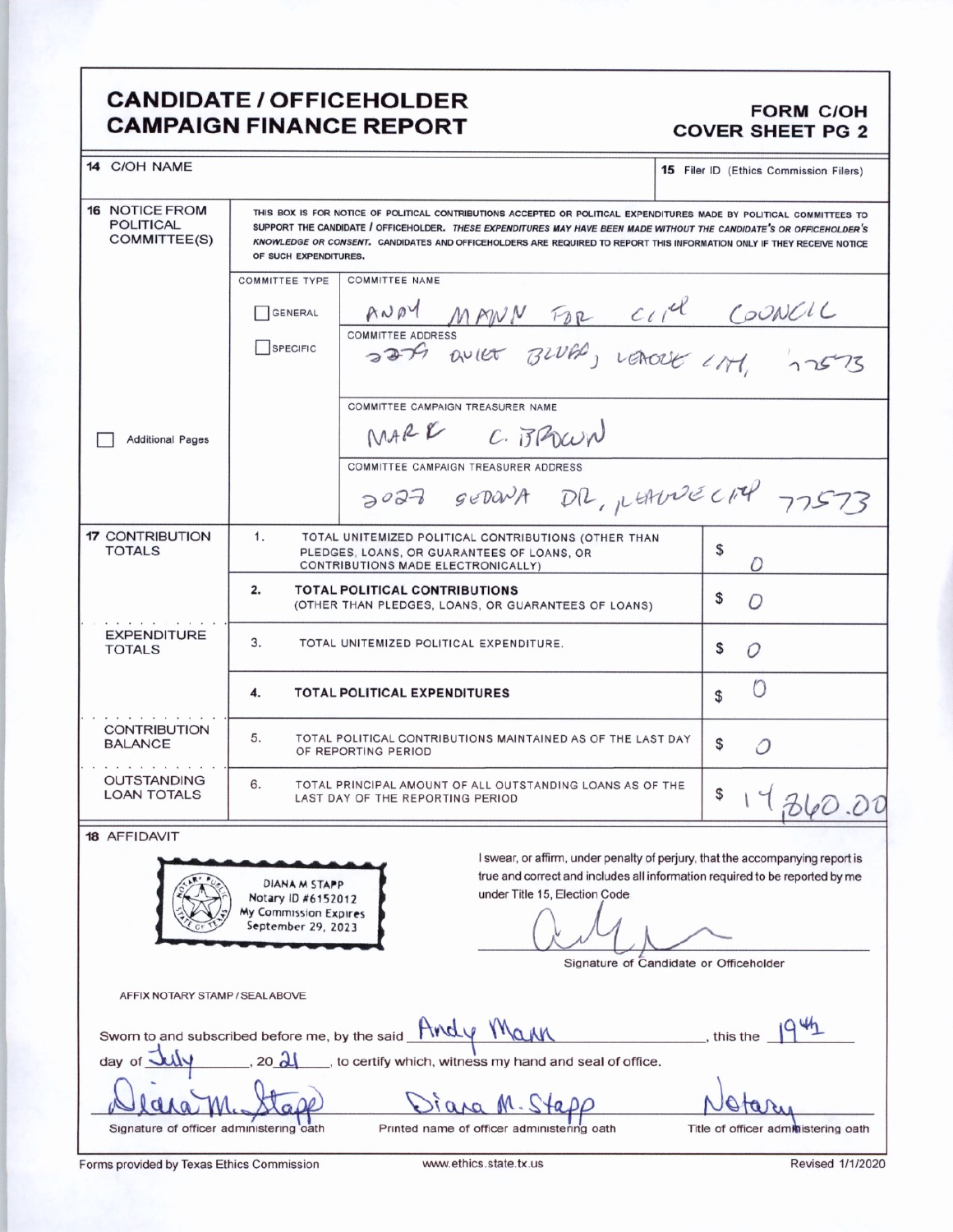# CANDIDATE / OFFICEHOLDER CAMPAIGN FINANCE REPORT

**FORM C/OH COVER SHEET PG 2**

| | |
|---|---|
| **14** C/OH NAME | **15** Filer ID (Ethics Commission Filers) |

**16 NOTICE FROM POLITICAL COMMITTEE(S)**

THIS BOX IS FOR NOTICE OF POLITICAL CONTRIBUTIONS ACCEPTED OR POLITICAL EXPENDITURES MADE BY POLITICAL COMMITTEES TO SUPPORT THE CANDIDATE / OFFICEHOLDER. *THESE EXPENDITURES MAY HAVE BEEN MADE WITHOUT THE CANDIDATE'S OR OFFICEHOLDER'S KNOWLEDGE OR CONSENT.* CANDIDATES AND OFFICEHOLDERS ARE REQUIRED TO REPORT THIS INFORMATION ONLY IF THEY RECEIVE NOTICE OF SUCH EXPENDITURES.

| COMMITTEE TYPE | |
|---|---|
| ☐ GENERAL | COMMITTEE NAME: ANDY MANN FOR CITY COUNCIL |
| ☐ SPECIFIC | COMMITTEE ADDRESS: 2271 QUIET BLUFF, LEAGUE CITY, 77573 |
| | COMMITTEE CAMPAIGN TREASURER NAME: MARK C. BROWN |
| | COMMITTEE CAMPAIGN TREASURER ADDRESS: 2027 SEDONA DR, LEAGUE CITY 77573 |

☐ Additional Pages

| | | |
|---|---|---|
| **17 CONTRIBUTION TOTALS** | 1. TOTAL UNITEMIZED POLITICAL CONTRIBUTIONS (OTHER THAN PLEDGES, LOANS, OR GUARANTEES OF LOANS, OR CONTRIBUTIONS MADE ELECTRONICALLY) | $ 0 |
| | 2. **TOTAL POLITICAL CONTRIBUTIONS** (OTHER THAN PLEDGES, LOANS, OR GUARANTEES OF LOANS) | $ 0 |
| **EXPENDITURE TOTALS** | 3. TOTAL UNITEMIZED POLITICAL EXPENDITURE. | $ 0 |
| | 4. **TOTAL POLITICAL EXPENDITURES** | $ 0 |
| **CONTRIBUTION BALANCE** | 5. TOTAL POLITICAL CONTRIBUTIONS MAINTAINED AS OF THE LAST DAY OF REPORTING PERIOD | $ 0 |
| **OUTSTANDING LOAN TOTALS** | 6. TOTAL PRINCIPAL AMOUNT OF ALL OUTSTANDING LOANS AS OF THE LAST DAY OF THE REPORTING PERIOD | $ 14,860.00 |

**18 AFFIDAVIT**

DIANA M STAPP
Notary ID #6152012
My Commission Expires
September 29, 2023

I swear, or affirm, under penalty of perjury, that the accompanying report is true and correct and includes all information required to be reported by me under Title 15, Election Code

Signature of Candidate or Officeholder

AFFIX NOTARY STAMP / SEAL ABOVE

Sworn to and subscribed before me, by the said Andy Mann, this the 19th day of July, 2021, to certify which, witness my hand and seal of office.

| Signature of officer administering oath | Diana M. Stapp — Printed name of officer administering oath | Notary — Title of officer administering oath |
|---|---|---|

Forms provided by Texas Ethics Commission — www.ethics.state.tx.us — Revised 1/1/2020